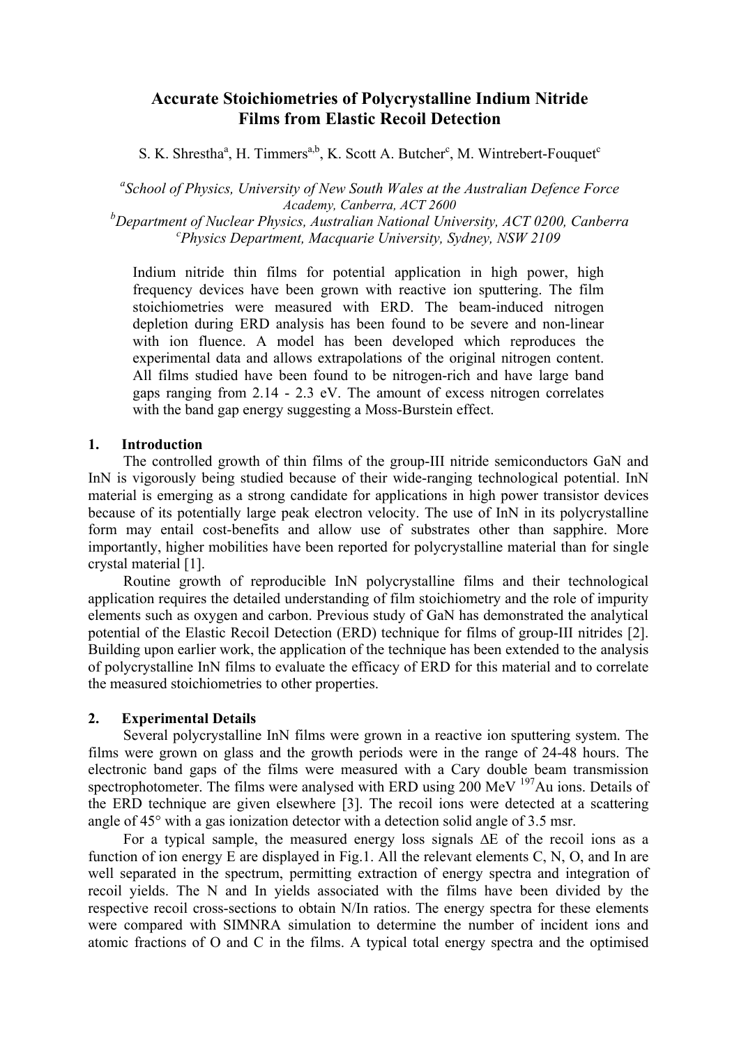# Accurate Stoichiometries of Polycrystalline Indium Nitride Films from Elastic Recoil Detection

S. K. Shrestha[a], H. Timmers[a,b], K. Scott A. Butcher[c], M. Wintrebert-Fouquet[c]

[a]*School of Physics, University of New South Wales at the Australian Defence Force Academy, Canberra, ACT 2600*
[b]*Department of Nuclear Physics, Australian National University, ACT 0200, Canberra*
[c]*Physics Department, Macquarie University, Sydney, NSW 2109*

Indium nitride thin films for potential application in high power, high frequency devices have been grown with reactive ion sputtering. The film stoichiometries were measured with ERD. The beam-induced nitrogen depletion during ERD analysis has been found to be severe and non-linear with ion fluence. A model has been developed which reproduces the experimental data and allows extrapolations of the original nitrogen content. All films studied have been found to be nitrogen-rich and have large band gaps ranging from 2.14 - 2.3 eV. The amount of excess nitrogen correlates with the band gap energy suggesting a Moss-Burstein effect.

## 1. Introduction

The controlled growth of thin films of the group-III nitride semiconductors GaN and InN is vigorously being studied because of their wide-ranging technological potential. InN material is emerging as a strong candidate for applications in high power transistor devices because of its potentially large peak electron velocity. The use of InN in its polycrystalline form may entail cost-benefits and allow use of substrates other than sapphire. More importantly, higher mobilities have been reported for polycrystalline material than for single crystal material [1].

Routine growth of reproducible InN polycrystalline films and their technological application requires the detailed understanding of film stoichiometry and the role of impurity elements such as oxygen and carbon. Previous study of GaN has demonstrated the analytical potential of the Elastic Recoil Detection (ERD) technique for films of group-III nitrides [2]. Building upon earlier work, the application of the technique has been extended to the analysis of polycrystalline InN films to evaluate the efficacy of ERD for this material and to correlate the measured stoichiometries to other properties.

## 2. Experimental Details

Several polycrystalline InN films were grown in a reactive ion sputtering system. The films were grown on glass and the growth periods were in the range of 24-48 hours. The electronic band gaps of the films were measured with a Cary double beam transmission spectrophotometer. The films were analysed with ERD using 200 MeV $^{197}$Au ions. Details of the ERD technique are given elsewhere [3]. The recoil ions were detected at a scattering angle of 45° with a gas ionization detector with a detection solid angle of 3.5 msr.

For a typical sample, the measured energy loss signals $\Delta E$ of the recoil ions as a function of ion energy E are displayed in Fig.1. All the relevant elements C, N, O, and In are well separated in the spectrum, permitting extraction of energy spectra and integration of recoil yields. The N and In yields associated with the films have been divided by the respective recoil cross-sections to obtain N/In ratios. The energy spectra for these elements were compared with SIMNRA simulation to determine the number of incident ions and atomic fractions of O and C in the films. A typical total energy spectra and the optimised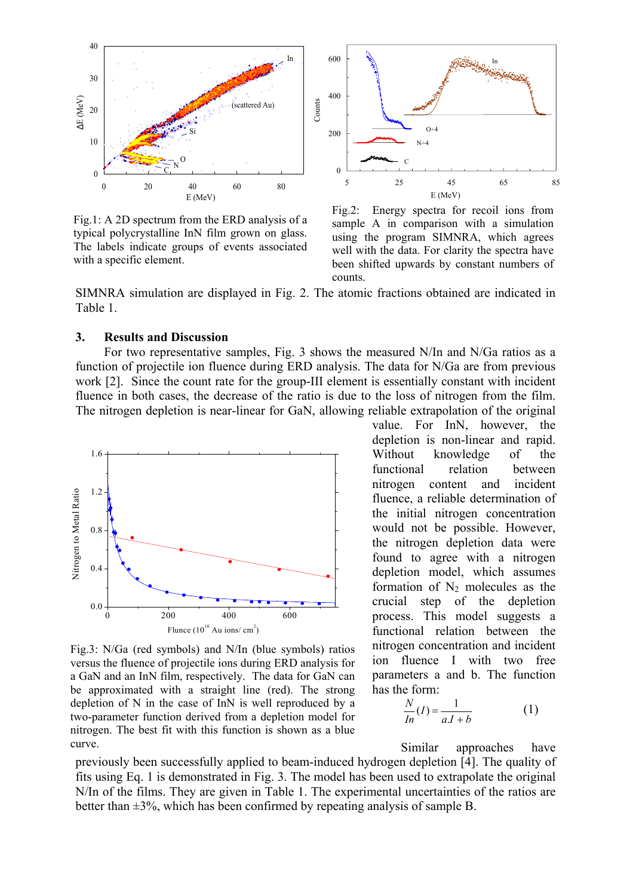Fig.1: A 2D spectrum from the ERD analysis of a typical polycrystalline InN film grown on glass. The labels indicate groups of events associated with a specific element.

Fig.2: Energy spectra for recoil ions from sample A in comparison with a simulation using the program SIMNRA, which agrees well with the data. For clarity the spectra have been shifted upwards by constant numbers of counts.

SIMNRA simulation are displayed in Fig. 2. The atomic fractions obtained are indicated in Table 1.

## 3. Results and Discussion

For two representative samples, Fig. 3 shows the measured N/In and N/Ga ratios as a function of projectile ion fluence during ERD analysis. The data for N/Ga are from previous work [2]. Since the count rate for the group-III element is essentially constant with incident fluence in both cases, the decrease of the ratio is due to the loss of nitrogen from the film. The nitrogen depletion is near-linear for GaN, allowing reliable extrapolation of the original value. For InN, however, the depletion is non-linear and rapid. Without knowledge of the functional relation between nitrogen content and incident fluence, a reliable determination of the initial nitrogen concentration would not be possible. However, the nitrogen depletion data were found to agree with a nitrogen depletion model, which assumes formation of $N_2$ molecules as the crucial step of the depletion process. This model suggests a functional relation between the nitrogen concentration and incident ion fluence I with two free parameters a and b. The function has the form:

$$\frac{N}{In}(I) = \frac{1}{a.I + b} \qquad (1)$$

Fig.3: N/Ga (red symbols) and N/In (blue symbols) ratios versus the fluence of projectile ions during ERD analysis for a GaN and an InN film, respectively. The data for GaN can be approximated with a straight line (red). The strong depletion of N in the case of InN is well reproduced by a two-parameter function derived from a depletion model for nitrogen. The best fit with this function is shown as a blue curve.

Similar approaches have previously been successfully applied to beam-induced hydrogen depletion [4]. The quality of fits using Eq. 1 is demonstrated in Fig. 3. The model has been used to extrapolate the original N/In of the films. They are given in Table 1. The experimental uncertainties of the ratios are better than ±3%, which has been confirmed by repeating analysis of sample B.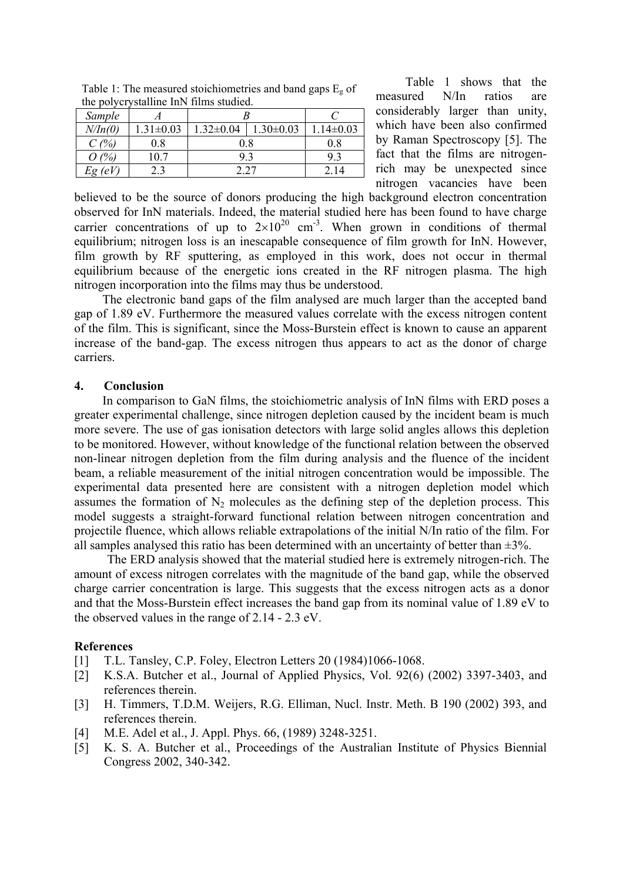Table 1: The measured stoichiometries and band gaps $E_g$ of the polycrystalline InN films studied.

| *Sample* | *A* | *B* | | *C* |
|---|---|---|---|---|
| *N/In(0)* | 1.31±0.03 | 1.32±0.04 | 1.30±0.03 | 1.14±0.03 |
| *C (%)* | 0.8 | 0.8 | | 0.8 |
| *O (%)* | 10.7 | 9.3 | | 9.3 |
| *Eg (eV)* | 2.3 | 2.27 | | 2.14 |

Table 1 shows that the measured N/In ratios are considerably larger than unity, which have been also confirmed by Raman Spectroscopy [5]. The fact that the films are nitrogen-rich may be unexpected since nitrogen vacancies have been believed to be the source of donors producing the high background electron concentration observed for InN materials. Indeed, the material studied here has been found to have charge carrier concentrations of up to $2\times10^{20}$ cm$^{-3}$. When grown in conditions of thermal equilibrium; nitrogen loss is an inescapable consequence of film growth for InN. However, film growth by RF sputtering, as employed in this work, does not occur in thermal equilibrium because of the energetic ions created in the RF nitrogen plasma. The high nitrogen incorporation into the films may thus be understood.

The electronic band gaps of the film analysed are much larger than the accepted band gap of 1.89 eV. Furthermore the measured values correlate with the excess nitrogen content of the film. This is significant, since the Moss-Burstein effect is known to cause an apparent increase of the band-gap. The excess nitrogen thus appears to act as the donor of charge carriers.

## 4. Conclusion

In comparison to GaN films, the stoichiometric analysis of InN films with ERD poses a greater experimental challenge, since nitrogen depletion caused by the incident beam is much more severe. The use of gas ionisation detectors with large solid angles allows this depletion to be monitored. However, without knowledge of the functional relation between the observed non-linear nitrogen depletion from the film during analysis and the fluence of the incident beam, a reliable measurement of the initial nitrogen concentration would be impossible. The experimental data presented here are consistent with a nitrogen depletion model which assumes the formation of $N_2$ molecules as the defining step of the depletion process. This model suggests a straight-forward functional relation between nitrogen concentration and projectile fluence, which allows reliable extrapolations of the initial N/In ratio of the film. For all samples analysed this ratio has been determined with an uncertainty of better than ±3%.

The ERD analysis showed that the material studied here is extremely nitrogen-rich. The amount of excess nitrogen correlates with the magnitude of the band gap, while the observed charge carrier concentration is large. This suggests that the excess nitrogen acts as a donor and that the Moss-Burstein effect increases the band gap from its nominal value of 1.89 eV to the observed values in the range of 2.14 - 2.3 eV.

## References

[1] T.L. Tansley, C.P. Foley, Electron Letters 20 (1984)1066-1068.

[2] K.S.A. Butcher et al., Journal of Applied Physics, Vol. 92(6) (2002) 3397-3403, and references therein.

[3] H. Timmers, T.D.M. Weijers, R.G. Elliman, Nucl. Instr. Meth. B 190 (2002) 393, and references therein.

[4] M.E. Adel et al., J. Appl. Phys. 66, (1989) 3248-3251.

[5] K. S. A. Butcher et al., Proceedings of the Australian Institute of Physics Biennial Congress 2002, 340-342.